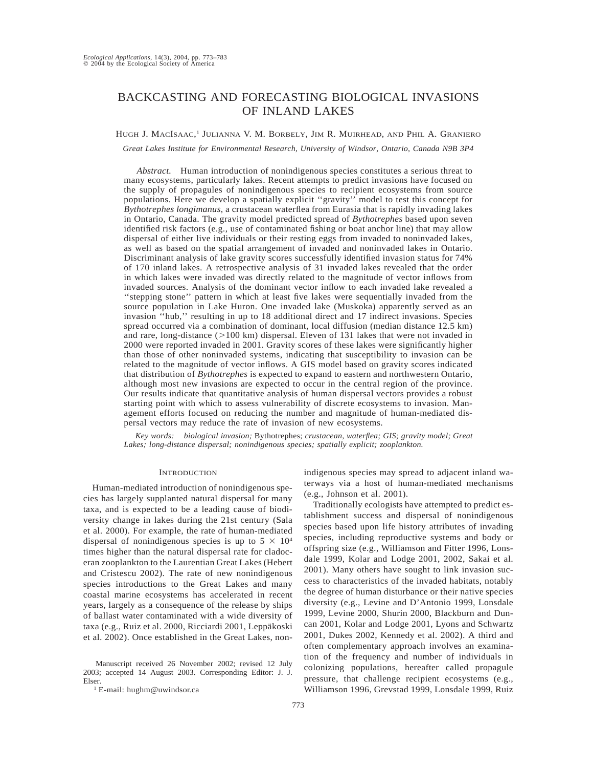# BACKCASTING AND FORECASTING BIOLOGICAL INVASIONS OF INLAND LAKES

Hugh J. MacIsaac,[1] Julianna V. M. Borbely, Jim R. Muirhead, and Phil A. Graniero

*Great Lakes Institute for Environmental Research, University of Windsor, Ontario, Canada N9B 3P4*

*Abstract.* Human introduction of nonindigenous species constitutes a serious threat to many ecosystems, particularly lakes. Recent attempts to predict invasions have focused on the supply of propagules of nonindigenous species to recipient ecosystems from source populations. Here we develop a spatially explicit "gravity" model to test this concept for *Bythotrephes longimanus*, a crustacean waterflea from Eurasia that is rapidly invading lakes in Ontario, Canada. The gravity model predicted spread of *Bythotrephes* based upon seven identified risk factors (e.g., use of contaminated fishing or boat anchor line) that may allow dispersal of either live individuals or their resting eggs from invaded to noninvaded lakes, as well as based on the spatial arrangement of invaded and noninvaded lakes in Ontario. Discriminant analysis of lake gravity scores successfully identified invasion status for 74% of 170 inland lakes. A retrospective analysis of 31 invaded lakes revealed that the order in which lakes were invaded was directly related to the magnitude of vector inflows from invaded sources. Analysis of the dominant vector inflow to each invaded lake revealed a "stepping stone" pattern in which at least five lakes were sequentially invaded from the source population in Lake Huron. One invaded lake (Muskoka) apparently served as an invasion "hub," resulting in up to 18 additional direct and 17 indirect invasions. Species spread occurred via a combination of dominant, local diffusion (median distance 12.5 km) and rare, long-distance (>100 km) dispersal. Eleven of 131 lakes that were not invaded in 2000 were reported invaded in 2001. Gravity scores of these lakes were significantly higher than those of other noninvaded systems, indicating that susceptibility to invasion can be related to the magnitude of vector inflows. A GIS model based on gravity scores indicated that distribution of *Bythotrephes* is expected to expand to eastern and northwestern Ontario, although most new invasions are expected to occur in the central region of the province. Our results indicate that quantitative analysis of human dispersal vectors provides a robust starting point with which to assess vulnerability of discrete ecosystems to invasion. Management efforts focused on reducing the number and magnitude of human-mediated dispersal vectors may reduce the rate of invasion of new ecosystems.

*Key words:* *biological invasion;* Bythotrephes; *crustacean, waterflea; GIS; gravity model; Great Lakes; long-distance dispersal; nonindigenous species; spatially explicit; zooplankton.*

## Introduction

Human-mediated introduction of nonindigenous species has largely supplanted natural dispersal for many taxa, and is expected to be a leading cause of biodiversity change in lakes during the 21st century (Sala et al. 2000). For example, the rate of human-mediated dispersal of nonindigenous species is up to $5 \times 10^4$ times higher than the natural dispersal rate for cladoceran zooplankton to the Laurentian Great Lakes (Hebert and Cristescu 2002). The rate of new nonindigenous species introductions to the Great Lakes and many coastal marine ecosystems has accelerated in recent years, largely as a consequence of the release by ships of ballast water contaminated with a wide diversity of taxa (e.g., Ruiz et al. 2000, Ricciardi 2001, Leppäkoski et al. 2002). Once established in the Great Lakes, nonindigenous species may spread to adjacent inland waterways via a host of human-mediated mechanisms (e.g., Johnson et al. 2001).

Traditionally ecologists have attempted to predict establishment success and dispersal of nonindigenous species based upon life history attributes of invading species, including reproductive systems and body or offspring size (e.g., Williamson and Fitter 1996, Lonsdale 1999, Kolar and Lodge 2001, 2002, Sakai et al. 2001). Many others have sought to link invasion success to characteristics of the invaded habitats, notably the degree of human disturbance or their native species diversity (e.g., Levine and D'Antonio 1999, Lonsdale 1999, Levine 2000, Shurin 2000, Blackburn and Duncan 2001, Kolar and Lodge 2001, Lyons and Schwartz 2001, Dukes 2002, Kennedy et al. 2002). A third and often complementary approach involves an examination of the frequency and number of individuals in colonizing populations, hereafter called propagule pressure, that challenge recipient ecosystems (e.g., Williamson 1996, Grevstad 1999, Lonsdale 1999, Ruiz

Manuscript received 26 November 2002; revised 12 July 2003; accepted 14 August 2003. Corresponding Editor: J. J. Elser.

[1] E-mail: hughm@uwindsor.ca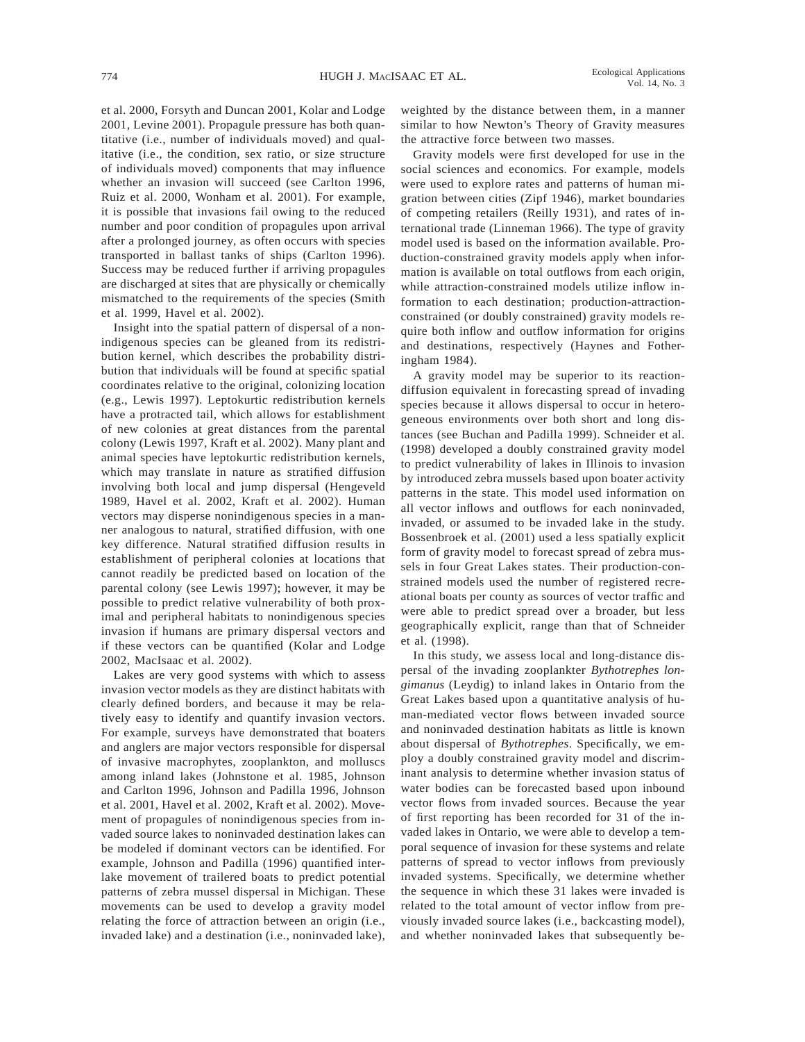et al. 2000, Forsyth and Duncan 2001, Kolar and Lodge 2001, Levine 2001). Propagule pressure has both quantitative (i.e., number of individuals moved) and qualitative (i.e., the condition, sex ratio, or size structure of individuals moved) components that may influence whether an invasion will succeed (see Carlton 1996, Ruiz et al. 2000, Wonham et al. 2001). For example, it is possible that invasions fail owing to the reduced number and poor condition of propagules upon arrival after a prolonged journey, as often occurs with species transported in ballast tanks of ships (Carlton 1996). Success may be reduced further if arriving propagules are discharged at sites that are physically or chemically mismatched to the requirements of the species (Smith et al. 1999, Havel et al. 2002).

Insight into the spatial pattern of dispersal of a nonindigenous species can be gleaned from its redistribution kernel, which describes the probability distribution that individuals will be found at specific spatial coordinates relative to the original, colonizing location (e.g., Lewis 1997). Leptokurtic redistribution kernels have a protracted tail, which allows for establishment of new colonies at great distances from the parental colony (Lewis 1997, Kraft et al. 2002). Many plant and animal species have leptokurtic redistribution kernels, which may translate in nature as stratified diffusion involving both local and jump dispersal (Hengeveld 1989, Havel et al. 2002, Kraft et al. 2002). Human vectors may disperse nonindigenous species in a manner analogous to natural, stratified diffusion, with one key difference. Natural stratified diffusion results in establishment of peripheral colonies at locations that cannot readily be predicted based on location of the parental colony (see Lewis 1997); however, it may be possible to predict relative vulnerability of both proximal and peripheral habitats to nonindigenous species invasion if humans are primary dispersal vectors and if these vectors can be quantified (Kolar and Lodge 2002, MacIsaac et al. 2002).

Lakes are very good systems with which to assess invasion vector models as they are distinct habitats with clearly defined borders, and because it may be relatively easy to identify and quantify invasion vectors. For example, surveys have demonstrated that boaters and anglers are major vectors responsible for dispersal of invasive macrophytes, zooplankton, and molluscs among inland lakes (Johnstone et al. 1985, Johnson and Carlton 1996, Johnson and Padilla 1996, Johnson et al. 2001, Havel et al. 2002, Kraft et al. 2002). Movement of propagules of nonindigenous species from invaded source lakes to noninvaded destination lakes can be modeled if dominant vectors can be identified. For example, Johnson and Padilla (1996) quantified interlake movement of trailered boats to predict potential patterns of zebra mussel dispersal in Michigan. These movements can be used to develop a gravity model relating the force of attraction between an origin (i.e., invaded lake) and a destination (i.e., noninvaded lake), weighted by the distance between them, in a manner similar to how Newton's Theory of Gravity measures the attractive force between two masses.

Gravity models were first developed for use in the social sciences and economics. For example, models were used to explore rates and patterns of human migration between cities (Zipf 1946), market boundaries of competing retailers (Reilly 1931), and rates of international trade (Linneman 1966). The type of gravity model used is based on the information available. Production-constrained gravity models apply when information is available on total outflows from each origin, while attraction-constrained models utilize inflow information to each destination; production-attraction-constrained (or doubly constrained) gravity models require both inflow and outflow information for origins and destinations, respectively (Haynes and Fotheringham 1984).

A gravity model may be superior to its reaction-diffusion equivalent in forecasting spread of invading species because it allows dispersal to occur in heterogeneous environments over both short and long distances (see Buchan and Padilla 1999). Schneider et al. (1998) developed a doubly constrained gravity model to predict vulnerability of lakes in Illinois to invasion by introduced zebra mussels based upon boater activity patterns in the state. This model used information on all vector inflows and outflows for each noninvaded, invaded, or assumed to be invaded lake in the study. Bossenbroek et al. (2001) used a less spatially explicit form of gravity model to forecast spread of zebra mussels in four Great Lakes states. Their production-constrained models used the number of registered recreational boats per county as sources of vector traffic and were able to predict spread over a broader, but less geographically explicit, range than that of Schneider et al. (1998).

In this study, we assess local and long-distance dispersal of the invading zooplankter *Bythotrephes longimanus* (Leydig) to inland lakes in Ontario from the Great Lakes based upon a quantitative analysis of human-mediated vector flows between invaded source and noninvaded destination habitats as little is known about dispersal of *Bythotrephes*. Specifically, we employ a doubly constrained gravity model and discriminant analysis to determine whether invasion status of water bodies can be forecasted based upon inbound vector flows from invaded sources. Because the year of first reporting has been recorded for 31 of the invaded lakes in Ontario, we were able to develop a temporal sequence of invasion for these systems and relate patterns of spread to vector inflows from previously invaded systems. Specifically, we determine whether the sequence in which these 31 lakes were invaded is related to the total amount of vector inflow from previously invaded source lakes (i.e., backcasting model), and whether noninvaded lakes that subsequently be-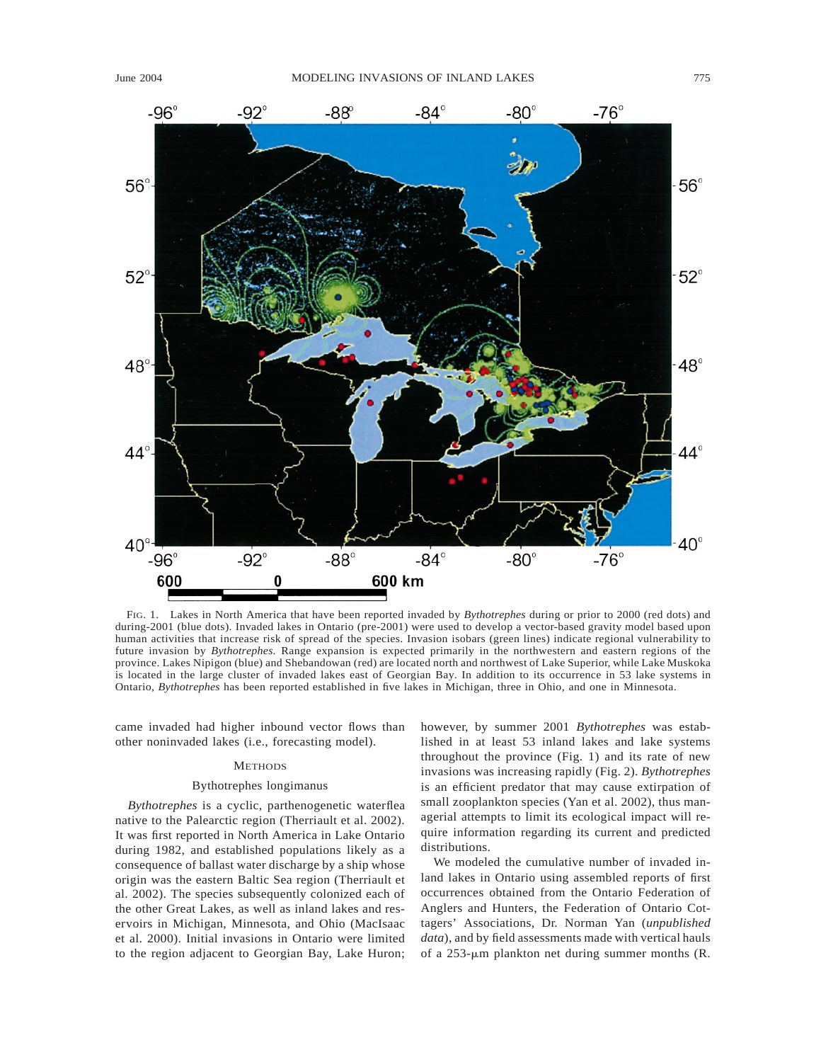FIG. 1. Lakes in North America that have been reported invaded by *Bythotrephes* during or prior to 2000 (red dots) and during-2001 (blue dots). Invaded lakes in Ontario (pre-2001) were used to develop a vector-based gravity model based upon human activities that increase risk of spread of the species. Invasion isobars (green lines) indicate regional vulnerability to future invasion by *Bythotrephes*. Range expansion is expected primarily in the northwestern and eastern regions of the province. Lakes Nipigon (blue) and Shebandowan (red) are located north and northwest of Lake Superior, while Lake Muskoka is located in the large cluster of invaded lakes east of Georgian Bay. In addition to its occurrence in 53 lake systems in Ontario, *Bythotrephes* has been reported established in five lakes in Michigan, three in Ohio, and one in Minnesota.

came invaded had higher inbound vector flows than other noninvaded lakes (i.e., forecasting model).

## METHODS

### Bythotrephes longimanus

*Bythotrephes* is a cyclic, parthenogenetic waterflea native to the Palearctic region (Therriault et al. 2002). It was first reported in North America in Lake Ontario during 1982, and established populations likely as a consequence of ballast water discharge by a ship whose origin was the eastern Baltic Sea region (Therriault et al. 2002). The species subsequently colonized each of the other Great Lakes, as well as inland lakes and reservoirs in Michigan, Minnesota, and Ohio (MacIsaac et al. 2000). Initial invasions in Ontario were limited to the region adjacent to Georgian Bay, Lake Huron; however, by summer 2001 *Bythotrephes* was established in at least 53 inland lakes and lake systems throughout the province (Fig. 1) and its rate of new invasions was increasing rapidly (Fig. 2). *Bythotrephes* is an efficient predator that may cause extirpation of small zooplankton species (Yan et al. 2002), thus managerial attempts to limit its ecological impact will require information regarding its current and predicted distributions.

We modeled the cumulative number of invaded inland lakes in Ontario using assembled reports of first occurrences obtained from the Ontario Federation of Anglers and Hunters, the Federation of Ontario Cottagers' Associations, Dr. Norman Yan (*unpublished data*), and by field assessments made with vertical hauls of a 253-μm plankton net during summer months (R.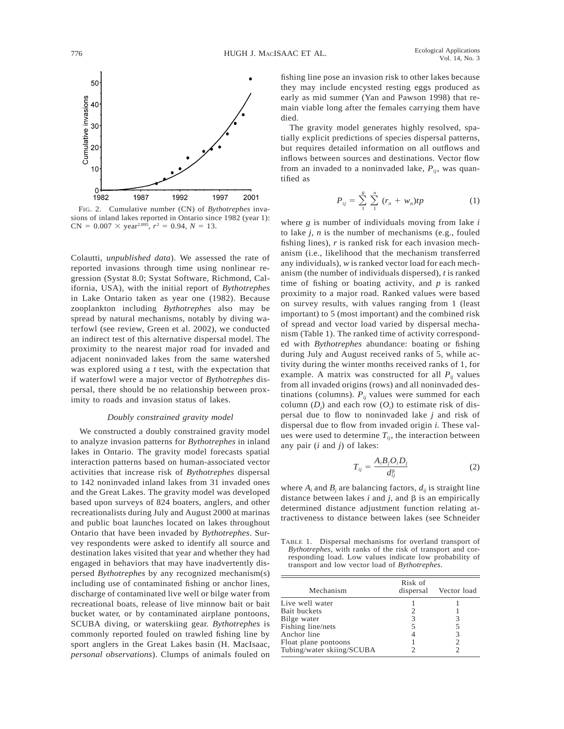FIG. 2. Cumulative number (CN) of *Bythotrephes* invasions of inland lakes reported in Ontario since 1982 (year 1): $CN = 0.007 \times year^{2.895}$, $r^2 = 0.94$, $N = 13$.

Colautti, *unpublished data*). We assessed the rate of reported invasions through time using nonlinear regression (Systat 8.0; Systat Software, Richmond, California, USA), with the initial report of *Bythotrephes* in Lake Ontario taken as year one (1982). Because zooplankton including *Bythotrephes* also may be spread by natural mechanisms, notably by diving waterfowl (see review, Green et al. 2002), we conducted an indirect test of this alternative dispersal model. The proximity to the nearest major road for invaded and adjacent noninvaded lakes from the same watershed was explored using a *t* test, with the expectation that if waterfowl were a major vector of *Bythotrephes* dispersal, there should be no relationship between proximity to roads and invasion status of lakes.

### *Doubly constrained gravity model*

We constructed a doubly constrained gravity model to analyze invasion patterns for *Bythotrephes* in inland lakes in Ontario. The gravity model forecasts spatial interaction patterns based on human-associated vector activities that increase risk of *Bythotrephes* dispersal to 142 noninvaded inland lakes from 31 invaded ones and the Great Lakes. The gravity model was developed based upon surveys of 824 boaters, anglers, and other recreationalists during July and August 2000 at marinas and public boat launches located on lakes throughout Ontario that have been invaded by *Bythotrephes*. Survey respondents were asked to identify all source and destination lakes visited that year and whether they had engaged in behaviors that may have inadvertently dispersed *Bythotrephes* by any recognized mechanism(s) including use of contaminated fishing or anchor lines, discharge of contaminated live well or bilge water from recreational boats, release of live minnow bait or bait bucket water, or by contaminated airplane pontoons, SCUBA diving, or waterskiing gear. *Bythotrephes* is commonly reported fouled on trawled fishing line by sport anglers in the Great Lakes basin (H. MacIsaac, *personal observations*). Clumps of animals fouled on fishing line pose an invasion risk to other lakes because they may include encysted resting eggs produced as early as mid summer (Yan and Pawson 1998) that remain viable long after the females carrying them have died.

The gravity model generates highly resolved, spatially explicit predictions of species dispersal patterns, but requires detailed information on all outflows and inflows between sources and destinations. Vector flow from an invaded to a noninvaded lake, $P_{ij}$, was quantified as

$$P_{ij} = \sum_{1}^{g} \sum_{1}^{n} (r_n + w_n)tp \tag{1}$$

where $g$ is number of individuals moving from lake $i$ to lake $j$, $n$ is the number of mechanisms (e.g., fouled fishing lines), $r$ is ranked risk for each invasion mechanism (i.e., likelihood that the mechanism transferred any individuals), $w$ is ranked vector load for each mechanism (the number of individuals dispersed), $t$ is ranked time of fishing or boating activity, and $p$ is ranked proximity to a major road. Ranked values were based on survey results, with values ranging from 1 (least important) to 5 (most important) and the combined risk of spread and vector load varied by dispersal mechanism (Table 1). The ranked time of activity corresponded with *Bythotrephes* abundance: boating or fishing during July and August received ranks of 5, while activity during the winter months received ranks of 1, for example. A matrix was constructed for all $P_{ij}$ values from all invaded origins (rows) and all noninvaded destinations (columns). $P_{ij}$ values were summed for each column ($D_j$) and each row ($O_i$) to estimate risk of dispersal due to flow to noninvaded lake $j$ and risk of dispersal due to flow from invaded origin $i$. These values were used to determine $T_{ij}$, the interaction between any pair ($i$ and $j$) of lakes:

$$T_{ij} = \frac{A_i B_j O_i D_j}{d_{ij}^{\beta}} \tag{2}$$

where $A_i$ and $B_j$ are balancing factors, $d_{ij}$ is straight line distance between lakes $i$ and $j$, and $\beta$ is an empirically determined distance adjustment function relating attractiveness to distance between lakes (see Schneider

TABLE 1. Dispersal mechanisms for overland transport of *Bythotrephes*, with ranks of the risk of transport and corresponding load. Low values indicate low probability of transport and low vector load of *Bythotrephes*.

| Mechanism | Risk of dispersal | Vector load |
|---|---|---|
| Live well water | 1 | 1 |
| Bait buckets | 2 | 1 |
| Bilge water | 3 | 3 |
| Fishing line/nets | 5 | 5 |
| Anchor line | 4 | 3 |
| Float plane pontoons | 1 | 2 |
| Tubing/water skiing/SCUBA | 2 | 2 |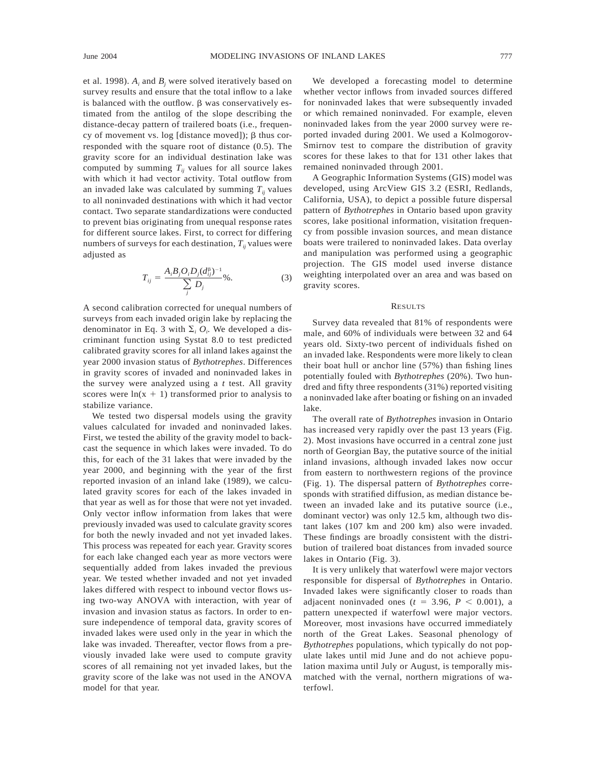et al. 1998). $A_i$ and $B_j$ were solved iteratively based on survey results and ensure that the total inflow to a lake is balanced with the outflow. β was conservatively estimated from the antilog of the slope describing the distance-decay pattern of trailered boats (i.e., frequency of movement vs. log [distance moved]); β thus corresponded with the square root of distance (0.5). The gravity score for an individual destination lake was computed by summing $T_{ij}$ values for all source lakes with which it had vector activity. Total outflow from an invaded lake was calculated by summing $T_{ij}$ values to all noninvaded destinations with which it had vector contact. Two separate standardizations were conducted to prevent bias originating from unequal response rates for different source lakes. First, to correct for differing numbers of surveys for each destination, $T_{ij}$ values were adjusted as

$$T_{ij} = \frac{A_i B_j O_i D_j (d_{ij}^{\beta})^{-1}}{\sum_j D_j}\%. \tag{3}$$

A second calibration corrected for unequal numbers of surveys from each invaded origin lake by replacing the denominator in Eq. 3 with $\Sigma_i O_i$. We developed a discriminant function using Systat 8.0 to test predicted calibrated gravity scores for all inland lakes against the year 2000 invasion status of *Bythotrephes*. Differences in gravity scores of invaded and noninvaded lakes in the survey were analyzed using a $t$ test. All gravity scores were $\ln(x + 1)$ transformed prior to analysis to stabilize variance.

We tested two dispersal models using the gravity values calculated for invaded and noninvaded lakes. First, we tested the ability of the gravity model to backcast the sequence in which lakes were invaded. To do this, for each of the 31 lakes that were invaded by the year 2000, and beginning with the year of the first reported invasion of an inland lake (1989), we calculated gravity scores for each of the lakes invaded in that year as well as for those that were not yet invaded. Only vector inflow information from lakes that were previously invaded was used to calculate gravity scores for both the newly invaded and not yet invaded lakes. This process was repeated for each year. Gravity scores for each lake changed each year as more vectors were sequentially added from lakes invaded the previous year. We tested whether invaded and not yet invaded lakes differed with respect to inbound vector flows using two-way ANOVA with interaction, with year of invasion and invasion status as factors. In order to ensure independence of temporal data, gravity scores of invaded lakes were used only in the year in which the lake was invaded. Thereafter, vector flows from a previously invaded lake were used to compute gravity scores of all remaining not yet invaded lakes, but the gravity score of the lake was not used in the ANOVA model for that year.

We developed a forecasting model to determine whether vector inflows from invaded sources differed for noninvaded lakes that were subsequently invaded or which remained noninvaded. For example, eleven noninvaded lakes from the year 2000 survey were reported invaded during 2001. We used a Kolmogorov-Smirnov test to compare the distribution of gravity scores for these lakes to that for 131 other lakes that remained noninvaded through 2001.

A Geographic Information Systems (GIS) model was developed, using ArcView GIS 3.2 (ESRI, Redlands, California, USA), to depict a possible future dispersal pattern of *Bythotrephes* in Ontario based upon gravity scores, lake positional information, visitation frequency from possible invasion sources, and mean distance boats were trailered to noninvaded lakes. Data overlay and manipulation was performed using a geographic projection. The GIS model used inverse distance weighting interpolated over an area and was based on gravity scores.

## Results

Survey data revealed that 81% of respondents were male, and 60% of individuals were between 32 and 64 years old. Sixty-two percent of individuals fished on an invaded lake. Respondents were more likely to clean their boat hull or anchor line (57%) than fishing lines potentially fouled with *Bythotrephes* (20%). Two hundred and fifty three respondents (31%) reported visiting a noninvaded lake after boating or fishing on an invaded lake.

The overall rate of *Bythotrephes* invasion in Ontario has increased very rapidly over the past 13 years (Fig. 2). Most invasions have occurred in a central zone just north of Georgian Bay, the putative source of the initial inland invasions, although invaded lakes now occur from eastern to northwestern regions of the province (Fig. 1). The dispersal pattern of *Bythotrephes* corresponds with stratified diffusion, as median distance between an invaded lake and its putative source (i.e., dominant vector) was only 12.5 km, although two distant lakes (107 km and 200 km) also were invaded. These findings are broadly consistent with the distribution of trailered boat distances from invaded source lakes in Ontario (Fig. 3).

It is very unlikely that waterfowl were major vectors responsible for dispersal of *Bythotrephes* in Ontario. Invaded lakes were significantly closer to roads than adjacent noninvaded ones ($t = 3.96$, $P < 0.001$), a pattern unexpected if waterfowl were major vectors. Moreover, most invasions have occurred immediately north of the Great Lakes. Seasonal phenology of *Bythotrephes* populations, which typically do not populate lakes until mid June and do not achieve population maxima until July or August, is temporally mismatched with the vernal, northern migrations of waterfowl.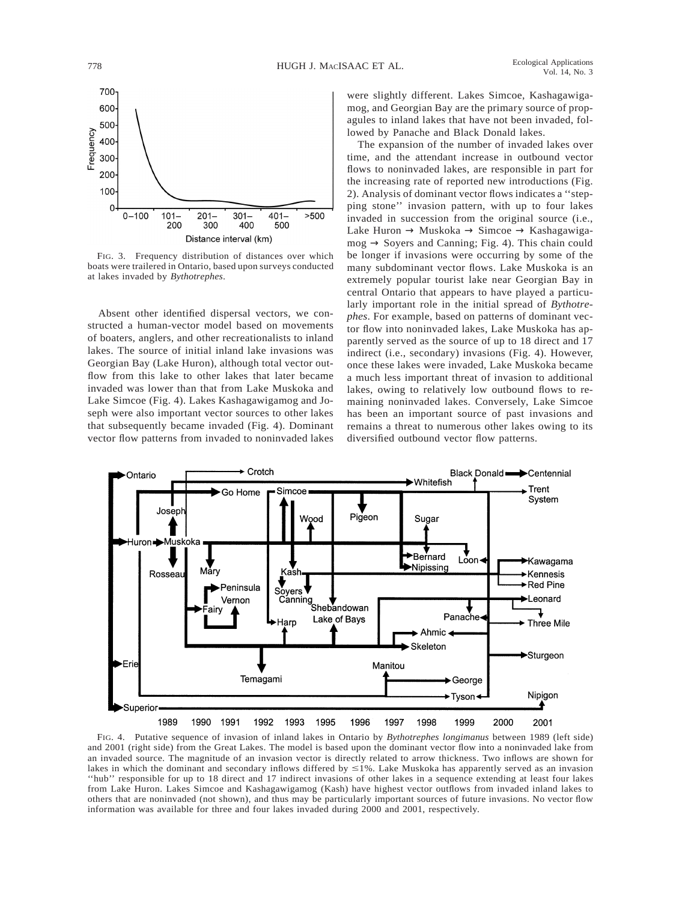FIG. 3. Frequency distribution of distances over which boats were trailered in Ontario, based upon surveys conducted at lakes invaded by *Bythotrephes*.

Absent other identified dispersal vectors, we constructed a human-vector model based on movements of boaters, anglers, and other recreationalists to inland lakes. The source of initial inland lake invasions was Georgian Bay (Lake Huron), although total vector outflow from this lake to other lakes that later became invaded was lower than that from Lake Muskoka and Lake Simcoe (Fig. 4). Lakes Kashagawigamog and Joseph were also important vector sources to other lakes that subsequently became invaded (Fig. 4). Dominant vector flow patterns from invaded to noninvaded lakes were slightly different. Lakes Simcoe, Kashagawigamog, and Georgian Bay are the primary source of propagules to inland lakes that have not been invaded, followed by Panache and Black Donald lakes.

The expansion of the number of invaded lakes over time, and the attendant increase in outbound vector flows to noninvaded lakes, are responsible in part for the increasing rate of reported new introductions (Fig. 2). Analysis of dominant vector flows indicates a ''stepping stone'' invasion pattern, with up to four lakes invaded in succession from the original source (i.e., Lake Huron → Muskoka → Simcoe → Kashagawigamog → Soyers and Canning; Fig. 4). This chain could be longer if invasions were occurring by some of the many subdominant vector flows. Lake Muskoka is an extremely popular tourist lake near Georgian Bay in central Ontario that appears to have played a particularly important role in the initial spread of *Bythotrephes*. For example, based on patterns of dominant vector flow into noninvaded lakes, Lake Muskoka has apparently served as the source of up to 18 direct and 17 indirect (i.e., secondary) invasions (Fig. 4). However, once these lakes were invaded, Lake Muskoka became a much less important threat of invasion to additional lakes, owing to relatively low outbound flows to remaining noninvaded lakes. Conversely, Lake Simcoe has been an important source of past invasions and remains a threat to numerous other lakes owing to its diversified outbound vector flow patterns.

FIG. 4. Putative sequence of invasion of inland lakes in Ontario by *Bythotrephes longimanus* between 1989 (left side) and 2001 (right side) from the Great Lakes. The model is based upon the dominant vector flow into a noninvaded lake from an invaded source. The magnitude of an invasion vector is directly related to arrow thickness. Two inflows are shown for lakes in which the dominant and secondary inflows differed by ≤1%. Lake Muskoka has apparently served as an invasion ''hub'' responsible for up to 18 direct and 17 indirect invasions of other lakes in a sequence extending at least four lakes from Lake Huron. Lakes Simcoe and Kashagawigamog (Kash) have highest vector outflows from invaded inland lakes to others that are noninvaded (not shown), and thus may be particularly important sources of future invasions. No vector flow information was available for three and four lakes invaded during 2000 and 2001, respectively.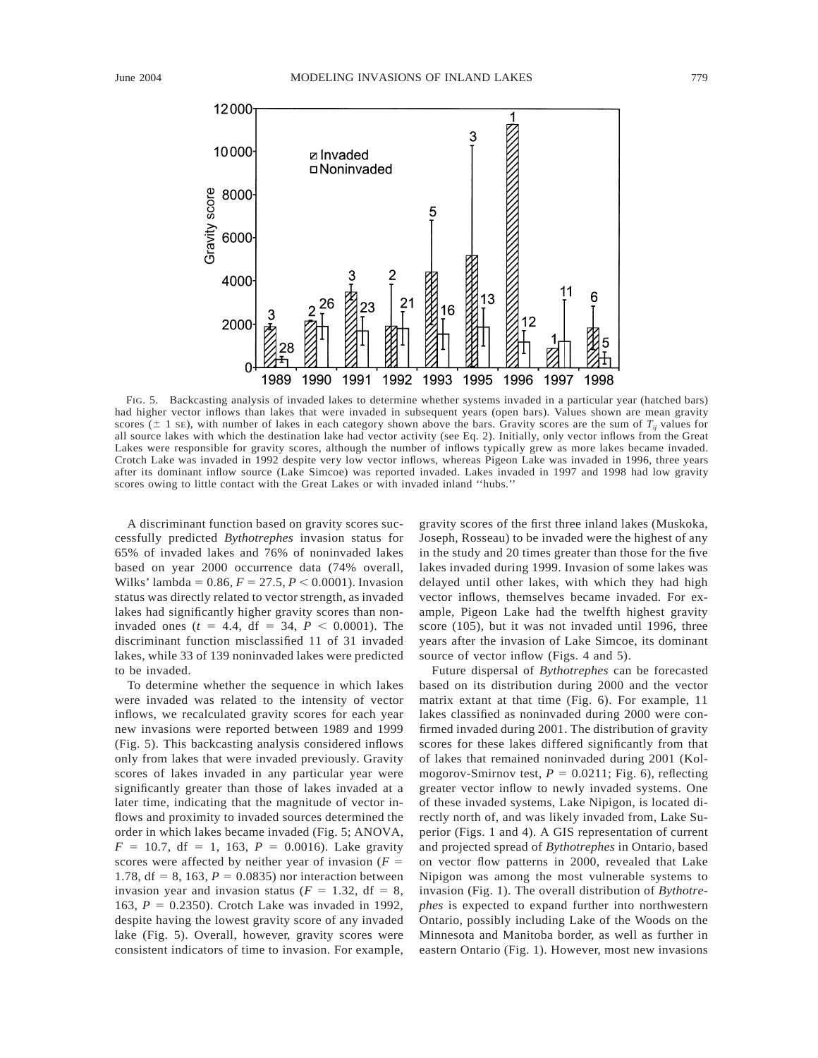FIG. 5. Backcasting analysis of invaded lakes to determine whether systems invaded in a particular year (hatched bars) had higher vector inflows than lakes that were invaded in subsequent years (open bars). Values shown are mean gravity scores ($\pm$ 1 SE), with number of lakes in each category shown above the bars. Gravity scores are the sum of $T_{ij}$ values for all source lakes with which the destination lake had vector activity (see Eq. 2). Initially, only vector inflows from the Great Lakes were responsible for gravity scores, although the number of inflows typically grew as more lakes became invaded. Crotch Lake was invaded in 1992 despite very low vector inflows, whereas Pigeon Lake was invaded in 1996, three years after its dominant inflow source (Lake Simcoe) was reported invaded. Lakes invaded in 1997 and 1998 had low gravity scores owing to little contact with the Great Lakes or with invaded inland ''hubs.''

A discriminant function based on gravity scores successfully predicted *Bythotrephes* invasion status for 65% of invaded lakes and 76% of noninvaded lakes based on year 2000 occurrence data (74% overall, Wilks' lambda = 0.86, $F = 27.5$, $P < 0.0001$). Invasion status was directly related to vector strength, as invaded lakes had significantly higher gravity scores than noninvaded ones ($t = 4.4$, df = 34, $P < 0.0001$). The discriminant function misclassified 11 of 31 invaded lakes, while 33 of 139 noninvaded lakes were predicted to be invaded.

To determine whether the sequence in which lakes were invaded was related to the intensity of vector inflows, we recalculated gravity scores for each year new invasions were reported between 1989 and 1999 (Fig. 5). This backcasting analysis considered inflows only from lakes that were invaded previously. Gravity scores of lakes invaded in any particular year were significantly greater than those of lakes invaded at a later time, indicating that the magnitude of vector inflows and proximity to invaded sources determined the order in which lakes became invaded (Fig. 5; ANOVA, $F = 10.7$, df = 1, 163, $P = 0.0016$). Lake gravity scores were affected by neither year of invasion ($F = 1.78$, df = 8, 163, $P = 0.0835$) nor interaction between invasion year and invasion status ($F = 1.32$, df = 8, 163, $P = 0.2350$). Crotch Lake was invaded in 1992, despite having the lowest gravity score of any invaded lake (Fig. 5). Overall, however, gravity scores were consistent indicators of time to invasion. For example, gravity scores of the first three inland lakes (Muskoka, Joseph, Rosseau) to be invaded were the highest of any in the study and 20 times greater than those for the five lakes invaded during 1999. Invasion of some lakes was delayed until other lakes, with which they had high vector inflows, themselves became invaded. For example, Pigeon Lake had the twelfth highest gravity score (105), but it was not invaded until 1996, three years after the invasion of Lake Simcoe, its dominant source of vector inflow (Figs. 4 and 5).

Future dispersal of *Bythotrephes* can be forecasted based on its distribution during 2000 and the vector matrix extant at that time (Fig. 6). For example, 11 lakes classified as noninvaded during 2000 were confirmed invaded during 2001. The distribution of gravity scores for these lakes differed significantly from that of lakes that remained noninvaded during 2001 (Kolmogorov-Smirnov test, $P = 0.0211$; Fig. 6), reflecting greater vector inflow to newly invaded systems. One of these invaded systems, Lake Nipigon, is located directly north of, and was likely invaded from, Lake Superior (Figs. 1 and 4). A GIS representation of current and projected spread of *Bythotrephes* in Ontario, based on vector flow patterns in 2000, revealed that Lake Nipigon was among the most vulnerable systems to invasion (Fig. 1). The overall distribution of *Bythotrephes* is expected to expand further into northwestern Ontario, possibly including Lake of the Woods on the Minnesota and Manitoba border, as well as further in eastern Ontario (Fig. 1). However, most new invasions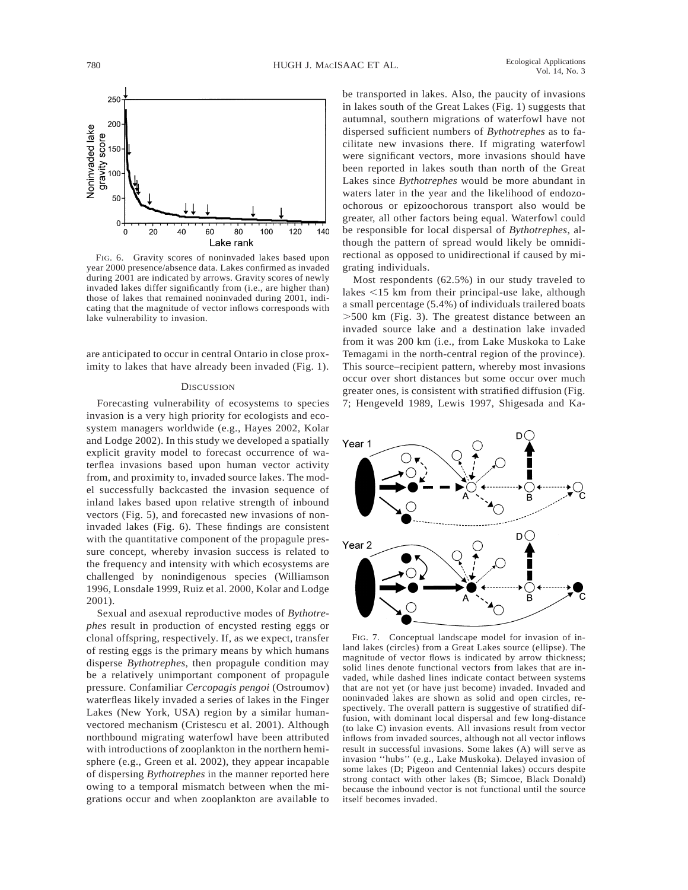FIG. 6. Gravity scores of noninvaded lakes based upon year 2000 presence/absence data. Lakes confirmed as invaded during 2001 are indicated by arrows. Gravity scores of newly invaded lakes differ significantly from (i.e., are higher than) those of lakes that remained noninvaded during 2001, indicating that the magnitude of vector inflows corresponds with lake vulnerability to invasion.

are anticipated to occur in central Ontario in close proximity to lakes that have already been invaded (Fig. 1).

## DISCUSSION

Forecasting vulnerability of ecosystems to species invasion is a very high priority for ecologists and ecosystem managers worldwide (e.g., Hayes 2002, Kolar and Lodge 2002). In this study we developed a spatially explicit gravity model to forecast occurrence of waterflea invasions based upon human vector activity from, and proximity to, invaded source lakes. The model successfully backcasted the invasion sequence of inland lakes based upon relative strength of inbound vectors (Fig. 5), and forecasted new invasions of noninvaded lakes (Fig. 6). These findings are consistent with the quantitative component of the propagule pressure concept, whereby invasion success is related to the frequency and intensity with which ecosystems are challenged by nonindigenous species (Williamson 1996, Lonsdale 1999, Ruiz et al. 2000, Kolar and Lodge 2001).

Sexual and asexual reproductive modes of *Bythotrephes* result in production of encysted resting eggs or clonal offspring, respectively. If, as we expect, transfer of resting eggs is the primary means by which humans disperse *Bythotrephes*, then propagule condition may be a relatively unimportant component of propagule pressure. Confamiliar *Cercopagis pengoi* (Ostroumov) waterfleas likely invaded a series of lakes in the Finger Lakes (New York, USA) region by a similar human-vectored mechanism (Cristescu et al. 2001). Although northbound migrating waterfowl have been attributed with introductions of zooplankton in the northern hemisphere (e.g., Green et al. 2002), they appear incapable of dispersing *Bythotrephes* in the manner reported here owing to a temporal mismatch between when the migrations occur and when zooplankton are available to be transported in lakes. Also, the paucity of invasions in lakes south of the Great Lakes (Fig. 1) suggests that autumnal, southern migrations of waterfowl have not dispersed sufficient numbers of *Bythotrephes* as to facilitate new invasions there. If migrating waterfowl were significant vectors, more invasions should have been reported in lakes south than north of the Great Lakes since *Bythotrephes* would be more abundant in waters later in the year and the likelihood of endozoochorous or epizoochorous transport also would be greater, all other factors being equal. Waterfowl could be responsible for local dispersal of *Bythotrephes*, although the pattern of spread would likely be omnidirectional as opposed to unidirectional if caused by migrating individuals.

Most respondents (62.5%) in our study traveled to lakes <15 km from their principal-use lake, although a small percentage (5.4%) of individuals trailered boats >500 km (Fig. 3). The greatest distance between an invaded source lake and a destination lake invaded from it was 200 km (i.e., from Lake Muskoka to Lake Temagami in the north-central region of the province). This source–recipient pattern, whereby most invasions occur over short distances but some occur over much greater ones, is consistent with stratified diffusion (Fig. 7; Hengeveld 1989, Lewis 1997, Shigesada and Ka-

FIG. 7. Conceptual landscape model for invasion of inland lakes (circles) from a Great Lakes source (ellipse). The magnitude of vector flows is indicated by arrow thickness; solid lines denote functional vectors from lakes that are invaded, while dashed lines indicate contact between systems that are not yet (or have just become) invaded. Invaded and noninvaded lakes are shown as solid and open circles, respectively. The overall pattern is suggestive of stratified diffusion, with dominant local dispersal and few long-distance (to lake C) invasion events. All invasions result from vector inflows from invaded sources, although not all vector inflows result in successful invasions. Some lakes (A) will serve as invasion ''hubs'' (e.g., Lake Muskoka). Delayed invasion of some lakes (D; Pigeon and Centennial lakes) occurs despite strong contact with other lakes (B; Simcoe, Black Donald) because the inbound vector is not functional until the source itself becomes invaded.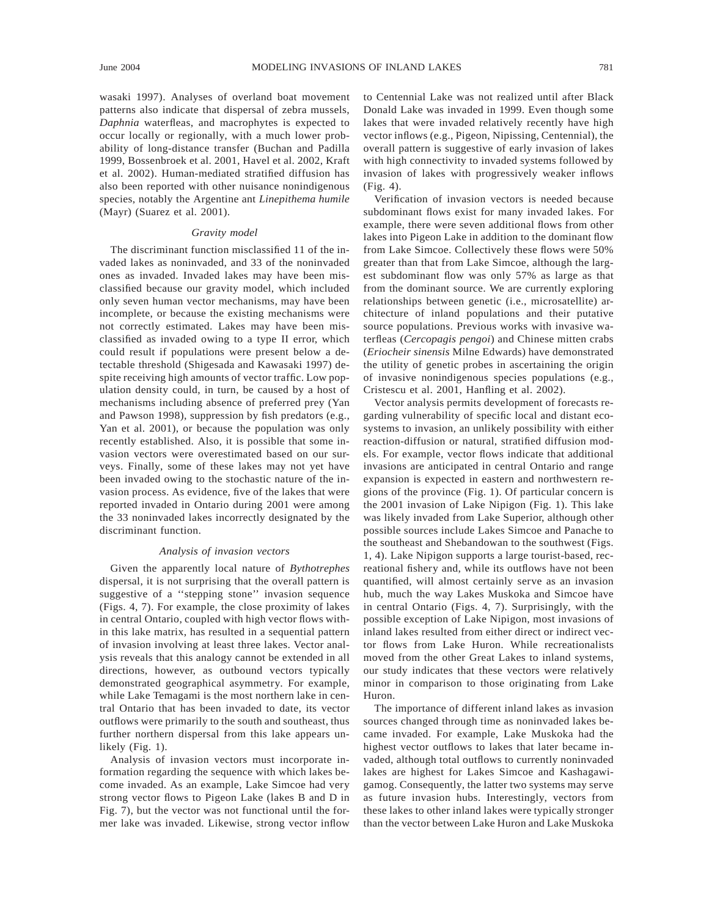wasaki 1997). Analyses of overland boat movement patterns also indicate that dispersal of zebra mussels, *Daphnia* waterfleas, and macrophytes is expected to occur locally or regionally, with a much lower probability of long-distance transfer (Buchan and Padilla 1999, Bossenbroek et al. 2001, Havel et al. 2002, Kraft et al. 2002). Human-mediated stratified diffusion has also been reported with other nuisance nonindigenous species, notably the Argentine ant *Linepithema humile* (Mayr) (Suarez et al. 2001).

### *Gravity model*

The discriminant function misclassified 11 of the invaded lakes as noninvaded, and 33 of the noninvaded ones as invaded. Invaded lakes may have been misclassified because our gravity model, which included only seven human vector mechanisms, may have been incomplete, or because the existing mechanisms were not correctly estimated. Lakes may have been misclassified as invaded owing to a type II error, which could result if populations were present below a detectable threshold (Shigesada and Kawasaki 1997) despite receiving high amounts of vector traffic. Low population density could, in turn, be caused by a host of mechanisms including absence of preferred prey (Yan and Pawson 1998), suppression by fish predators (e.g., Yan et al. 2001), or because the population was only recently established. Also, it is possible that some invasion vectors were overestimated based on our surveys. Finally, some of these lakes may not yet have been invaded owing to the stochastic nature of the invasion process. As evidence, five of the lakes that were reported invaded in Ontario during 2001 were among the 33 noninvaded lakes incorrectly designated by the discriminant function.

### *Analysis of invasion vectors*

Given the apparently local nature of *Bythotrephes* dispersal, it is not surprising that the overall pattern is suggestive of a ''stepping stone'' invasion sequence (Figs. 4, 7). For example, the close proximity of lakes in central Ontario, coupled with high vector flows within this lake matrix, has resulted in a sequential pattern of invasion involving at least three lakes. Vector analysis reveals that this analogy cannot be extended in all directions, however, as outbound vectors typically demonstrated geographical asymmetry. For example, while Lake Temagami is the most northern lake in central Ontario that has been invaded to date, its vector outflows were primarily to the south and southeast, thus further northern dispersal from this lake appears unlikely (Fig. 1).

Analysis of invasion vectors must incorporate information regarding the sequence with which lakes become invaded. As an example, Lake Simcoe had very strong vector flows to Pigeon Lake (lakes B and D in Fig. 7), but the vector was not functional until the former lake was invaded. Likewise, strong vector inflow to Centennial Lake was not realized until after Black Donald Lake was invaded in 1999. Even though some lakes that were invaded relatively recently have high vector inflows (e.g., Pigeon, Nipissing, Centennial), the overall pattern is suggestive of early invasion of lakes with high connectivity to invaded systems followed by invasion of lakes with progressively weaker inflows (Fig. 4).

Verification of invasion vectors is needed because subdominant flows exist for many invaded lakes. For example, there were seven additional flows from other lakes into Pigeon Lake in addition to the dominant flow from Lake Simcoe. Collectively these flows were 50% greater than that from Lake Simcoe, although the largest subdominant flow was only 57% as large as that from the dominant source. We are currently exploring relationships between genetic (i.e., microsatellite) architecture of inland populations and their putative source populations. Previous works with invasive waterfleas (*Cercopagis pengoi*) and Chinese mitten crabs (*Eriocheir sinensis* Milne Edwards) have demonstrated the utility of genetic probes in ascertaining the origin of invasive nonindigenous species populations (e.g., Cristescu et al. 2001, Hanfling et al. 2002).

Vector analysis permits development of forecasts regarding vulnerability of specific local and distant ecosystems to invasion, an unlikely possibility with either reaction-diffusion or natural, stratified diffusion models. For example, vector flows indicate that additional invasions are anticipated in central Ontario and range expansion is expected in eastern and northwestern regions of the province (Fig. 1). Of particular concern is the 2001 invasion of Lake Nipigon (Fig. 1). This lake was likely invaded from Lake Superior, although other possible sources include Lakes Simcoe and Panache to the southeast and Shebandowan to the southwest (Figs. 1, 4). Lake Nipigon supports a large tourist-based, recreational fishery and, while its outflows have not been quantified, will almost certainly serve as an invasion hub, much the way Lakes Muskoka and Simcoe have in central Ontario (Figs. 4, 7). Surprisingly, with the possible exception of Lake Nipigon, most invasions of inland lakes resulted from either direct or indirect vector flows from Lake Huron. While recreationalists moved from the other Great Lakes to inland systems, our study indicates that these vectors were relatively minor in comparison to those originating from Lake Huron.

The importance of different inland lakes as invasion sources changed through time as noninvaded lakes became invaded. For example, Lake Muskoka had the highest vector outflows to lakes that later became invaded, although total outflows to currently noninvaded lakes are highest for Lakes Simcoe and Kashagawigamog. Consequently, the latter two systems may serve as future invasion hubs. Interestingly, vectors from these lakes to other inland lakes were typically stronger than the vector between Lake Huron and Lake Muskoka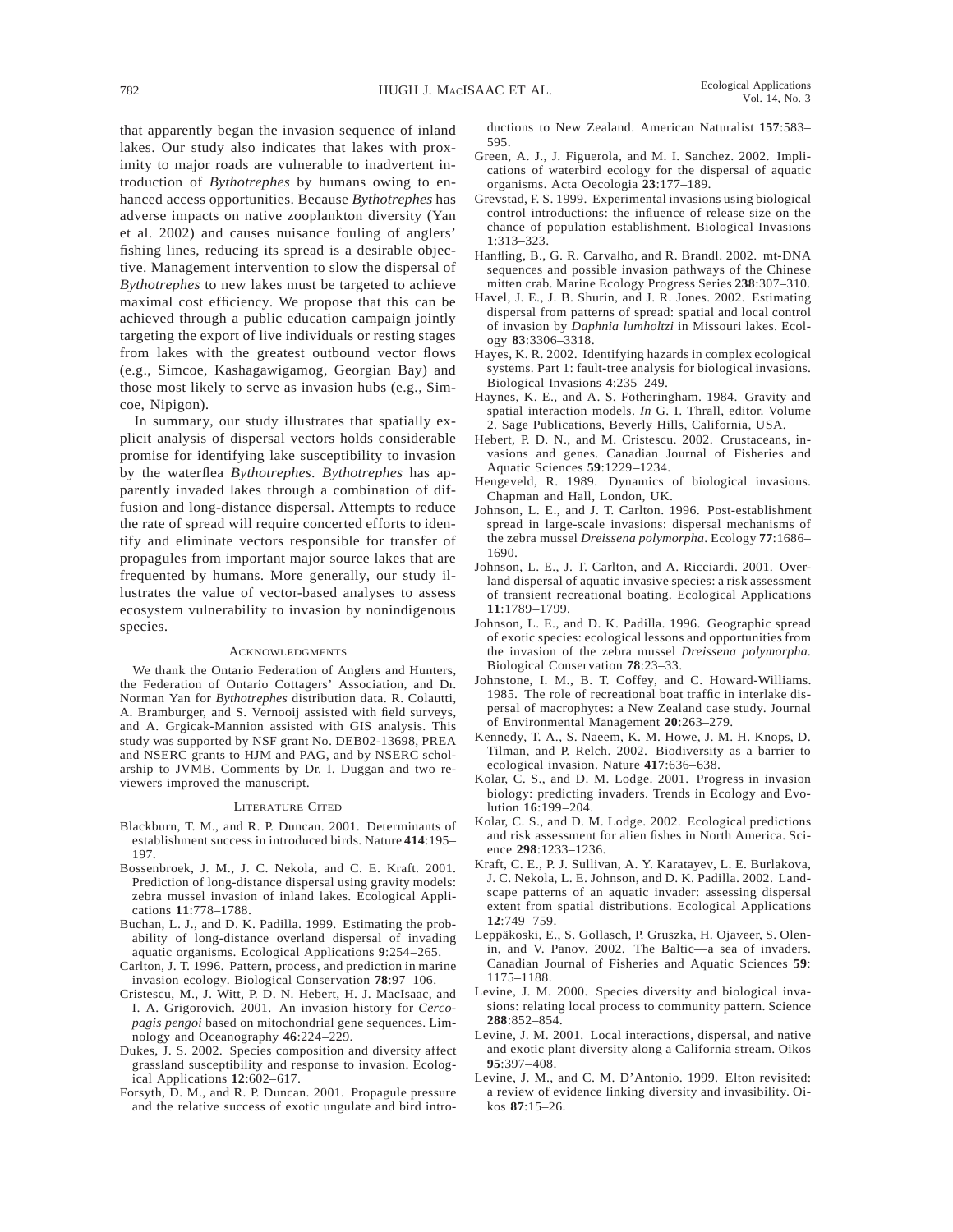that apparently began the invasion sequence of inland lakes. Our study also indicates that lakes with proximity to major roads are vulnerable to inadvertent introduction of *Bythotrephes* by humans owing to enhanced access opportunities. Because *Bythotrephes* has adverse impacts on native zooplankton diversity (Yan et al. 2002) and causes nuisance fouling of anglers' fishing lines, reducing its spread is a desirable objective. Management intervention to slow the dispersal of *Bythotrephes* to new lakes must be targeted to achieve maximal cost efficiency. We propose that this can be achieved through a public education campaign jointly targeting the export of live individuals or resting stages from lakes with the greatest outbound vector flows (e.g., Simcoe, Kashagawigamog, Georgian Bay) and those most likely to serve as invasion hubs (e.g., Simcoe, Nipigon).

In summary, our study illustrates that spatially explicit analysis of dispersal vectors holds considerable promise for identifying lake susceptibility to invasion by the waterflea *Bythotrephes*. *Bythotrephes* has apparently invaded lakes through a combination of diffusion and long-distance dispersal. Attempts to reduce the rate of spread will require concerted efforts to identify and eliminate vectors responsible for transfer of propagules from important major source lakes that are frequented by humans. More generally, our study illustrates the value of vector-based analyses to assess ecosystem vulnerability to invasion by nonindigenous species.

## Acknowledgments

We thank the Ontario Federation of Anglers and Hunters, the Federation of Ontario Cottagers' Association, and Dr. Norman Yan for *Bythotrephes* distribution data. R. Colautti, A. Bramburger, and S. Vernooij assisted with field surveys, and A. Grgicak-Mannion assisted with GIS analysis. This study was supported by NSF grant No. DEB02-13698, PREA and NSERC grants to HJM and PAG, and by NSERC scholarship to JVMB. Comments by Dr. I. Duggan and two reviewers improved the manuscript.

## Literature Cited

Blackburn, T. M., and R. P. Duncan. 2001. Determinants of establishment success in introduced birds. Nature **414**:195–197.

Bossenbroek, J. M., J. C. Nekola, and C. E. Kraft. 2001. Prediction of long-distance dispersal using gravity models: zebra mussel invasion of inland lakes. Ecological Applications **11**:778–1788.

Buchan, L. J., and D. K. Padilla. 1999. Estimating the probability of long-distance overland dispersal of invading aquatic organisms. Ecological Applications **9**:254–265.

Carlton, J. T. 1996. Pattern, process, and prediction in marine invasion ecology. Biological Conservation **78**:97–106.

Cristescu, M., J. Witt, P. D. N. Hebert, H. J. MacIsaac, and I. A. Grigorovich. 2001. An invasion history for *Cercopagis pengoi* based on mitochondrial gene sequences. Limnology and Oceanography **46**:224–229.

Dukes, J. S. 2002. Species composition and diversity affect grassland susceptibility and response to invasion. Ecological Applications **12**:602–617.

Forsyth, D. M., and R. P. Duncan. 2001. Propagule pressure and the relative success of exotic ungulate and bird introductions to New Zealand. American Naturalist **157**:583–595.

Green, A. J., J. Figuerola, and M. I. Sanchez. 2002. Implications of waterbird ecology for the dispersal of aquatic organisms. Acta Oecologia **23**:177–189.

Grevstad, F. S. 1999. Experimental invasions using biological control introductions: the influence of release size on the chance of population establishment. Biological Invasions **1**:313–323.

Hanfling, B., G. R. Carvalho, and R. Brandl. 2002. mt-DNA sequences and possible invasion pathways of the Chinese mitten crab. Marine Ecology Progress Series **238**:307–310.

Havel, J. E., J. B. Shurin, and J. R. Jones. 2002. Estimating dispersal from patterns of spread: spatial and local control of invasion by *Daphnia lumholtzi* in Missouri lakes. Ecology **83**:3306–3318.

Hayes, K. R. 2002. Identifying hazards in complex ecological systems. Part 1: fault-tree analysis for biological invasions. Biological Invasions **4**:235–249.

Haynes, K. E., and A. S. Fotheringham. 1984. Gravity and spatial interaction models. *In* G. I. Thrall, editor. Volume 2. Sage Publications, Beverly Hills, California, USA.

Hebert, P. D. N., and M. Cristescu. 2002. Crustaceans, invasions and genes. Canadian Journal of Fisheries and Aquatic Sciences **59**:1229–1234.

Hengeveld, R. 1989. Dynamics of biological invasions. Chapman and Hall, London, UK.

Johnson, L. E., and J. T. Carlton. 1996. Post-establishment spread in large-scale invasions: dispersal mechanisms of the zebra mussel *Dreissena polymorpha*. Ecology **77**:1686–1690.

Johnson, L. E., J. T. Carlton, and A. Ricciardi. 2001. Overland dispersal of aquatic invasive species: a risk assessment of transient recreational boating. Ecological Applications **11**:1789–1799.

Johnson, L. E., and D. K. Padilla. 1996. Geographic spread of exotic species: ecological lessons and opportunities from the invasion of the zebra mussel *Dreissena polymorpha*. Biological Conservation **78**:23–33.

Johnstone, I. M., B. T. Coffey, and C. Howard-Williams. 1985. The role of recreational boat traffic in interlake dispersal of macrophytes: a New Zealand case study. Journal of Environmental Management **20**:263–279.

Kennedy, T. A., S. Naeem, K. M. Howe, J. M. H. Knops, D. Tilman, and P. Relch. 2002. Biodiversity as a barrier to ecological invasion. Nature **417**:636–638.

Kolar, C. S., and D. M. Lodge. 2001. Progress in invasion biology: predicting invaders. Trends in Ecology and Evolution **16**:199–204.

Kolar, C. S., and D. M. Lodge. 2002. Ecological predictions and risk assessment for alien fishes in North America. Science **298**:1233–1236.

Kraft, C. E., P. J. Sullivan, A. Y. Karatayev, L. E. Burlakova, J. C. Nekola, L. E. Johnson, and D. K. Padilla. 2002. Landscape patterns of an aquatic invader: assessing dispersal extent from spatial distributions. Ecological Applications **12**:749–759.

Leppäkoski, E., S. Gollasch, P. Gruszka, H. Ojaveer, S. Olenin, and V. Panov. 2002. The Baltic—a sea of invaders. Canadian Journal of Fisheries and Aquatic Sciences **59**: 1175–1188.

Levine, J. M. 2000. Species diversity and biological invasions: relating local process to community pattern. Science **288**:852–854.

Levine, J. M. 2001. Local interactions, dispersal, and native and exotic plant diversity along a California stream. Oikos **95**:397–408.

Levine, J. M., and C. M. D'Antonio. 1999. Elton revisited: a review of evidence linking diversity and invasibility. Oikos **87**:15–26.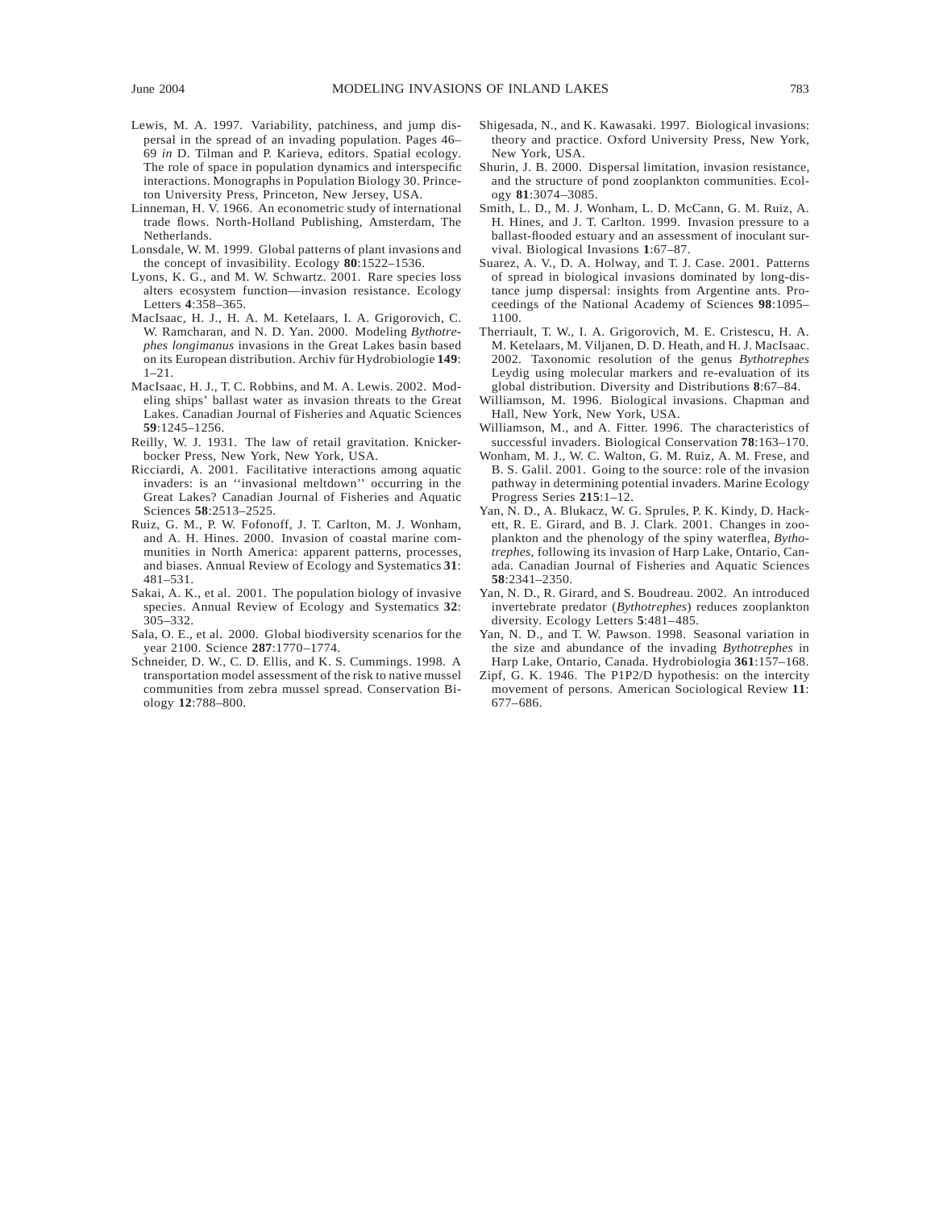Lewis, M. A. 1997. Variability, patchiness, and jump dispersal in the spread of an invading population. Pages 46–69 *in* D. Tilman and P. Karieva, editors. Spatial ecology. The role of space in population dynamics and interspecific interactions. Monographs in Population Biology 30. Princeton University Press, Princeton, New Jersey, USA.

Linneman, H. V. 1966. An econometric study of international trade flows. North-Holland Publishing, Amsterdam, The Netherlands.

Lonsdale, W. M. 1999. Global patterns of plant invasions and the concept of invasibility. Ecology **80**:1522–1536.

Lyons, K. G., and M. W. Schwartz. 2001. Rare species loss alters ecosystem function—invasion resistance. Ecology Letters **4**:358–365.

MacIsaac, H. J., H. A. M. Ketelaars, I. A. Grigorovich, C. W. Ramcharan, and N. D. Yan. 2000. Modeling *Bythotrephes longimanus* invasions in the Great Lakes basin based on its European distribution. Archiv für Hydrobiologie **149**: 1–21.

MacIsaac, H. J., T. C. Robbins, and M. A. Lewis. 2002. Modeling ships' ballast water as invasion threats to the Great Lakes. Canadian Journal of Fisheries and Aquatic Sciences **59**:1245–1256.

Reilly, W. J. 1931. The law of retail gravitation. Knickerbocker Press, New York, New York, USA.

Ricciardi, A. 2001. Facilitative interactions among aquatic invaders: is an ''invasional meltdown'' occurring in the Great Lakes? Canadian Journal of Fisheries and Aquatic Sciences **58**:2513–2525.

Ruiz, G. M., P. W. Fofonoff, J. T. Carlton, M. J. Wonham, and A. H. Hines. 2000. Invasion of coastal marine communities in North America: apparent patterns, processes, and biases. Annual Review of Ecology and Systematics **31**: 481–531.

Sakai, A. K., et al. 2001. The population biology of invasive species. Annual Review of Ecology and Systematics **32**: 305–332.

Sala, O. E., et al. 2000. Global biodiversity scenarios for the year 2100. Science **287**:1770–1774.

Schneider, D. W., C. D. Ellis, and K. S. Cummings. 1998. A transportation model assessment of the risk to native mussel communities from zebra mussel spread. Conservation Biology **12**:788–800.

Shigesada, N., and K. Kawasaki. 1997. Biological invasions: theory and practice. Oxford University Press, New York, New York, USA.

Shurin, J. B. 2000. Dispersal limitation, invasion resistance, and the structure of pond zooplankton communities. Ecology **81**:3074–3085.

Smith, L. D., M. J. Wonham, L. D. McCann, G. M. Ruiz, A. H. Hines, and J. T. Carlton. 1999. Invasion pressure to a ballast-flooded estuary and an assessment of inoculant survival. Biological Invasions **1**:67–87.

Suarez, A. V., D. A. Holway, and T. J. Case. 2001. Patterns of spread in biological invasions dominated by long-distance jump dispersal: insights from Argentine ants. Proceedings of the National Academy of Sciences **98**:1095–1100.

Therriault, T. W., I. A. Grigorovich, M. E. Cristescu, H. A. M. Ketelaars, M. Viljanen, D. D. Heath, and H. J. MacIsaac. 2002. Taxonomic resolution of the genus *Bythotrephes* Leydig using molecular markers and re-evaluation of its global distribution. Diversity and Distributions **8**:67–84.

Williamson, M. 1996. Biological invasions. Chapman and Hall, New York, New York, USA.

Williamson, M., and A. Fitter. 1996. The characteristics of successful invaders. Biological Conservation **78**:163–170.

Wonham, M. J., W. C. Walton, G. M. Ruiz, A. M. Frese, and B. S. Galil. 2001. Going to the source: role of the invasion pathway in determining potential invaders. Marine Ecology Progress Series **215**:1–12.

Yan, N. D., A. Blukacz, W. G. Sprules, P. K. Kindy, D. Hackett, R. E. Girard, and B. J. Clark. 2001. Changes in zooplankton and the phenology of the spiny waterflea, *Bythotrephes*, following its invasion of Harp Lake, Ontario, Canada. Canadian Journal of Fisheries and Aquatic Sciences **58**:2341–2350.

Yan, N. D., R. Girard, and S. Boudreau. 2002. An introduced invertebrate predator (*Bythotrephes*) reduces zooplankton diversity. Ecology Letters **5**:481–485.

Yan, N. D., and T. W. Pawson. 1998. Seasonal variation in the size and abundance of the invading *Bythotrephes* in Harp Lake, Ontario, Canada. Hydrobiologia **361**:157–168.

Zipf, G. K. 1946. The P1P2/D hypothesis: on the intercity movement of persons. American Sociological Review **11**: 677–686.